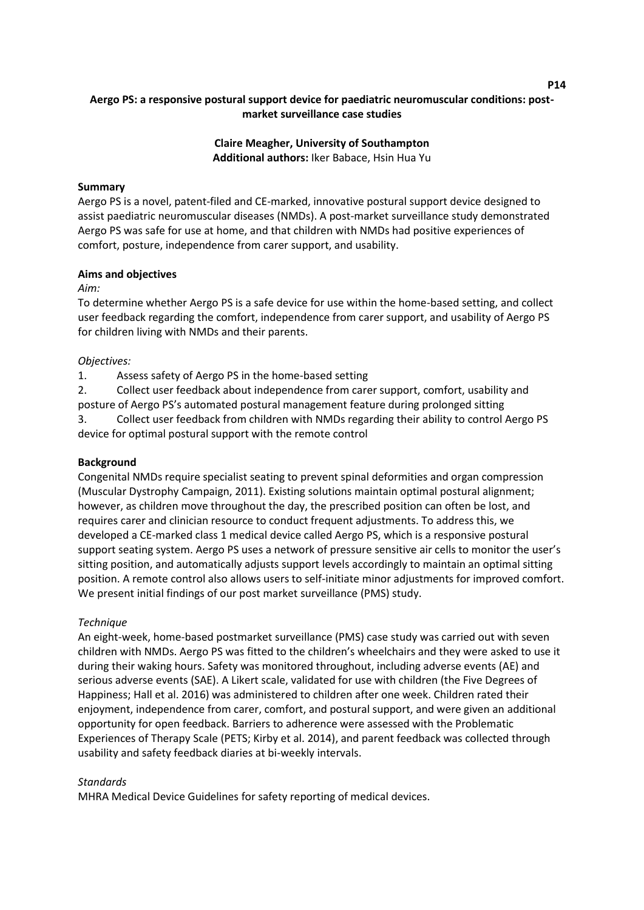P14

# Aergo PS: a responsive postural support device for paediatric neuromuscular conditions: post-market surveillance case studies

**Claire Meagher, University of Southampton**
**Additional authors:** Iker Babace, Hsin Hua Yu

## Summary

Aergo PS is a novel, patent-filed and CE-marked, innovative postural support device designed to assist paediatric neuromuscular diseases (NMDs). A post-market surveillance study demonstrated Aergo PS was safe for use at home, and that children with NMDs had positive experiences of comfort, posture, independence from carer support, and usability.

## Aims and objectives

*Aim:*

To determine whether Aergo PS is a safe device for use within the home-based setting, and collect user feedback regarding the comfort, independence from carer support, and usability of Aergo PS for children living with NMDs and their parents.

*Objectives:*

1. Assess safety of Aergo PS in the home-based setting
2. Collect user feedback about independence from carer support, comfort, usability and posture of Aergo PS's automated postural management feature during prolonged sitting
3. Collect user feedback from children with NMDs regarding their ability to control Aergo PS device for optimal postural support with the remote control

## Background

Congenital NMDs require specialist seating to prevent spinal deformities and organ compression (Muscular Dystrophy Campaign, 2011). Existing solutions maintain optimal postural alignment; however, as children move throughout the day, the prescribed position can often be lost, and requires carer and clinician resource to conduct frequent adjustments. To address this, we developed a CE-marked class 1 medical device called Aergo PS, which is a responsive postural support seating system. Aergo PS uses a network of pressure sensitive air cells to monitor the user's sitting position, and automatically adjusts support levels accordingly to maintain an optimal sitting position. A remote control also allows users to self-initiate minor adjustments for improved comfort. We present initial findings of our post market surveillance (PMS) study.

*Technique*

An eight-week, home-based postmarket surveillance (PMS) case study was carried out with seven children with NMDs. Aergo PS was fitted to the children's wheelchairs and they were asked to use it during their waking hours. Safety was monitored throughout, including adverse events (AE) and serious adverse events (SAE). A Likert scale, validated for use with children (the Five Degrees of Happiness; Hall et al. 2016) was administered to children after one week. Children rated their enjoyment, independence from carer, comfort, and postural support, and were given an additional opportunity for open feedback. Barriers to adherence were assessed with the Problematic Experiences of Therapy Scale (PETS; Kirby et al. 2014), and parent feedback was collected through usability and safety feedback diaries at bi-weekly intervals.

*Standards*

MHRA Medical Device Guidelines for safety reporting of medical devices.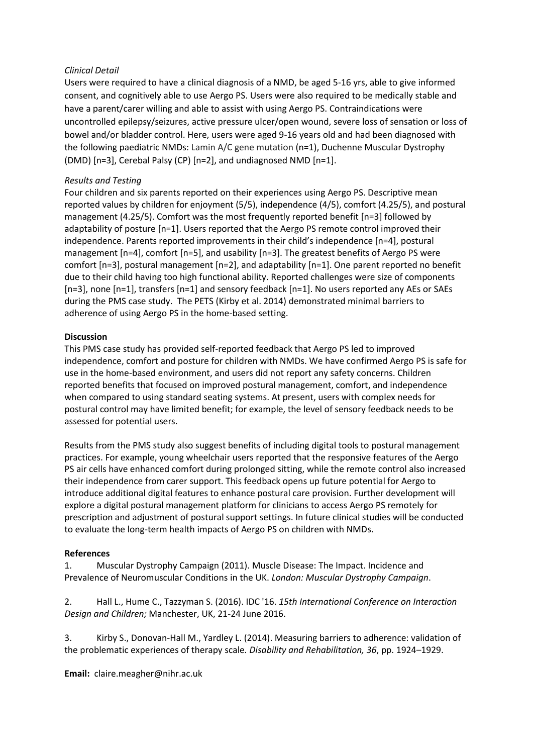*Clinical Detail*

Users were required to have a clinical diagnosis of a NMD, be aged 5-16 yrs, able to give informed consent, and cognitively able to use Aergo PS. Users were also required to be medically stable and have a parent/carer willing and able to assist with using Aergo PS. Contraindications were uncontrolled epilepsy/seizures, active pressure ulcer/open wound, severe loss of sensation or loss of bowel and/or bladder control. Here, users were aged 9-16 years old and had been diagnosed with the following paediatric NMDs: Lamin A/C gene mutation (n=1), Duchenne Muscular Dystrophy (DMD) [n=3], Cerebal Palsy (CP) [n=2], and undiagnosed NMD [n=1].

*Results and Testing*

Four children and six parents reported on their experiences using Aergo PS. Descriptive mean reported values by children for enjoyment (5/5), independence (4/5), comfort (4.25/5), and postural management (4.25/5). Comfort was the most frequently reported benefit [n=3] followed by adaptability of posture [n=1]. Users reported that the Aergo PS remote control improved their independence. Parents reported improvements in their child's independence [n=4], postural management [n=4], comfort [n=5], and usability [n=3]. The greatest benefits of Aergo PS were comfort [n=3], postural management [n=2], and adaptability [n=1]. One parent reported no benefit due to their child having too high functional ability. Reported challenges were size of components [n=3], none [n=1], transfers [n=1] and sensory feedback [n=1]. No users reported any AEs or SAEs during the PMS case study. The PETS (Kirby et al. 2014) demonstrated minimal barriers to adherence of using Aergo PS in the home-based setting.

**Discussion**

This PMS case study has provided self-reported feedback that Aergo PS led to improved independence, comfort and posture for children with NMDs. We have confirmed Aergo PS is safe for use in the home-based environment, and users did not report any safety concerns. Children reported benefits that focused on improved postural management, comfort, and independence when compared to using standard seating systems. At present, users with complex needs for postural control may have limited benefit; for example, the level of sensory feedback needs to be assessed for potential users.

Results from the PMS study also suggest benefits of including digital tools to postural management practices. For example, young wheelchair users reported that the responsive features of the Aergo PS air cells have enhanced comfort during prolonged sitting, while the remote control also increased their independence from carer support. This feedback opens up future potential for Aergo to introduce additional digital features to enhance postural care provision. Further development will explore a digital postural management platform for clinicians to access Aergo PS remotely for prescription and adjustment of postural support settings. In future clinical studies will be conducted to evaluate the long-term health impacts of Aergo PS on children with NMDs.

**References**

1. Muscular Dystrophy Campaign (2011). Muscle Disease: The Impact. Incidence and Prevalence of Neuromuscular Conditions in the UK. *London: Muscular Dystrophy Campaign*.

2. Hall L., Hume C., Tazzyman S. (2016). IDC '16. *15th International Conference on Interaction Design and Children;* Manchester, UK, 21-24 June 2016.

3. Kirby S., Donovan-Hall M., Yardley L. (2014). Measuring barriers to adherence: validation of the problematic experiences of therapy scale*. Disability and Rehabilitation, 36*, pp. 1924–1929.

**Email:** claire.meagher@nihr.ac.uk